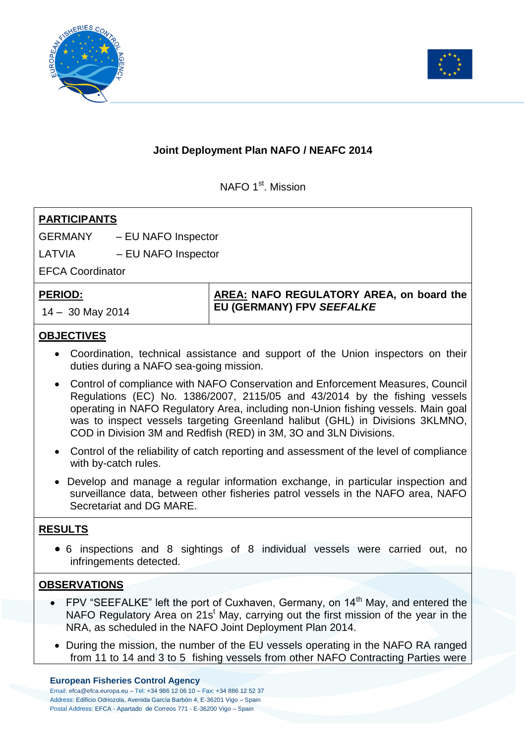**Joint Deployment Plan NAFO / NEAFC 2014**

NAFO 1st. Mission

**PARTICIPANTS**

GERMANY – EU NAFO Inspector

LATVIA – EU NAFO Inspector

EFCA Coordinator

| **PERIOD:** 14 – 30 May 2014 | **AREA: NAFO REGULATORY AREA, on board the EU (GERMANY) FPV *SEEFALKE*** |
| --- | --- |

**OBJECTIVES**

- Coordination, technical assistance and support of the Union inspectors on their duties during a NAFO sea-going mission.
- Control of compliance with NAFO Conservation and Enforcement Measures, Council Regulations (EC) No. 1386/2007, 2115/05 and 43/2014 by the fishing vessels operating in NAFO Regulatory Area, including non-Union fishing vessels. Main goal was to inspect vessels targeting Greenland halibut (GHL) in Divisions 3KLMNO, COD in Division 3M and Redfish (RED) in 3M, 3O and 3LN Divisions.
- Control of the reliability of catch reporting and assessment of the level of compliance with by-catch rules.
- Develop and manage a regular information exchange, in particular inspection and surveillance data, between other fisheries patrol vessels in the NAFO area, NAFO Secretariat and DG MARE.

**RESULTS**

- 6 inspections and 8 sightings of 8 individual vessels were carried out, no infringements detected.

**OBSERVATIONS**

- FPV "SEEFALKE" left the port of Cuxhaven, Germany, on 14th May, and entered the NAFO Regulatory Area on 21st May, carrying out the first mission of the year in the NRA, as scheduled in the NAFO Joint Deployment Plan 2014.
- During the mission, the number of the EU vessels operating in the NAFO RA ranged from 11 to 14 and 3 to 5 fishing vessels from other NAFO Contracting Parties were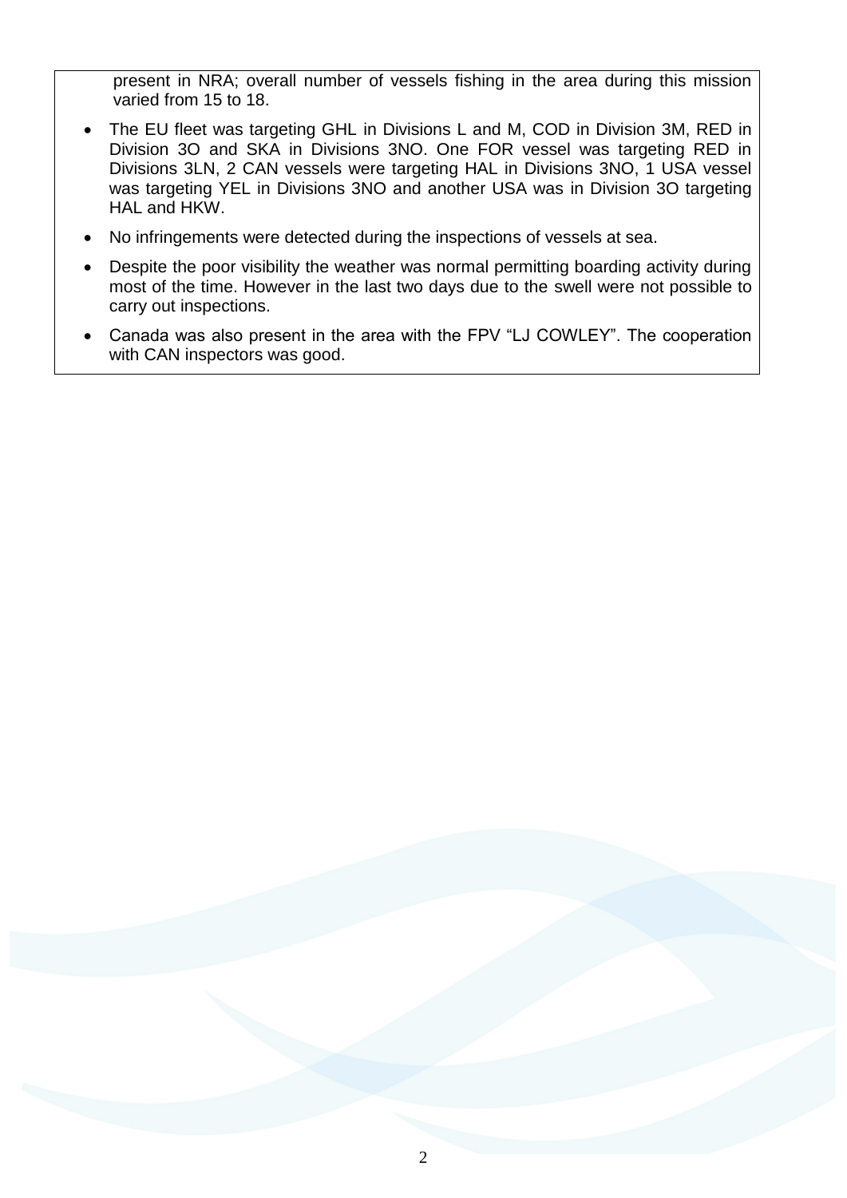present in NRA; overall number of vessels fishing in the area during this mission varied from 15 to 18.

- The EU fleet was targeting GHL in Divisions L and M, COD in Division 3M, RED in Division 3O and SKA in Divisions 3NO. One FOR vessel was targeting RED in Divisions 3LN, 2 CAN vessels were targeting HAL in Divisions 3NO, 1 USA vessel was targeting YEL in Divisions 3NO and another USA was in Division 3O targeting HAL and HKW.
- No infringements were detected during the inspections of vessels at sea.
- Despite the poor visibility the weather was normal permitting boarding activity during most of the time. However in the last two days due to the swell were not possible to carry out inspections.
- Canada was also present in the area with the FPV "LJ COWLEY". The cooperation with CAN inspectors was good.